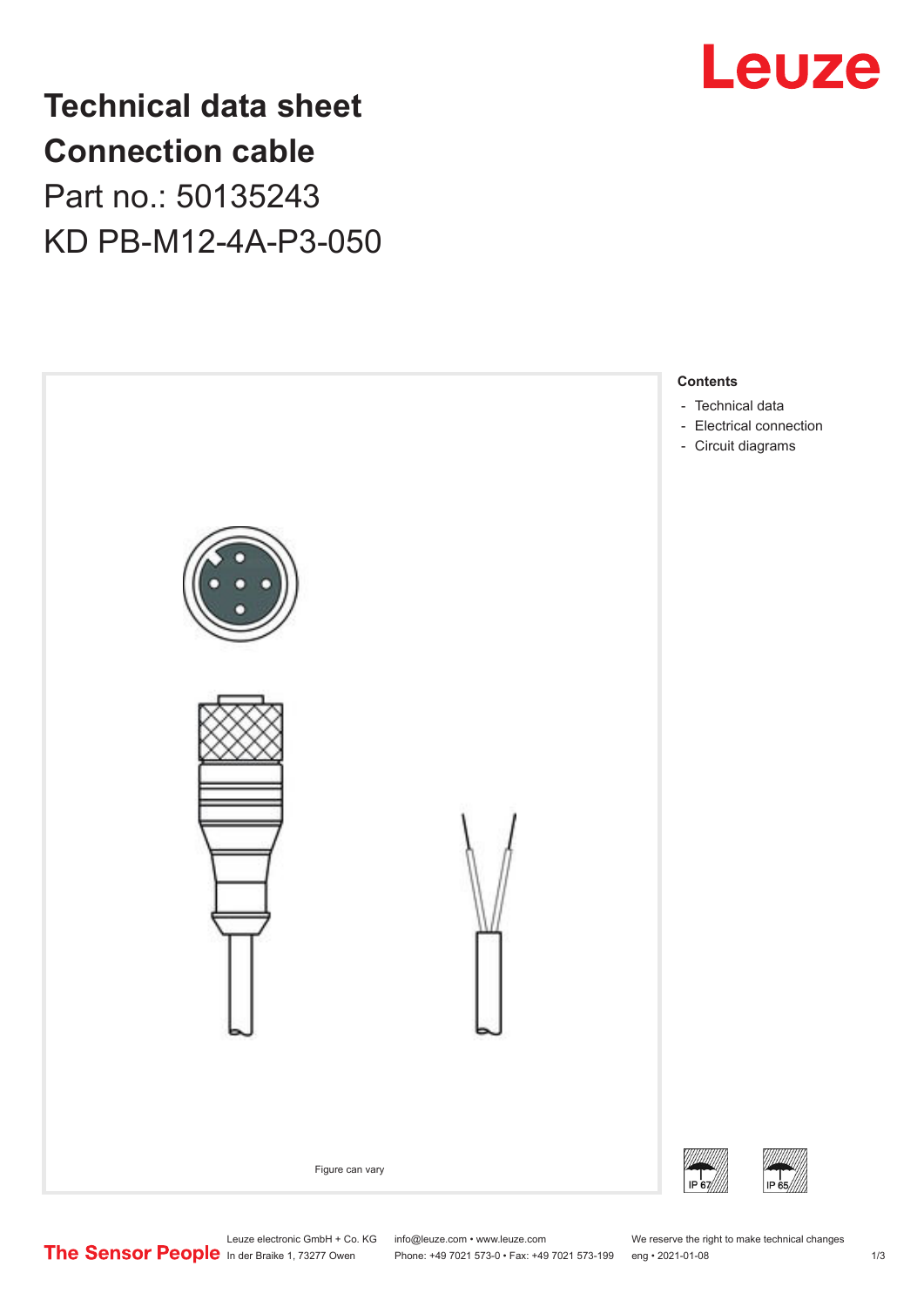# Technical data sheet
# Connection cable

Part no.: 50135243

KD PB-M12-4A-P3-050

Figure can vary

**Contents**

- Technical data
- Electrical connection
- Circuit diagrams

IP 67

IP 65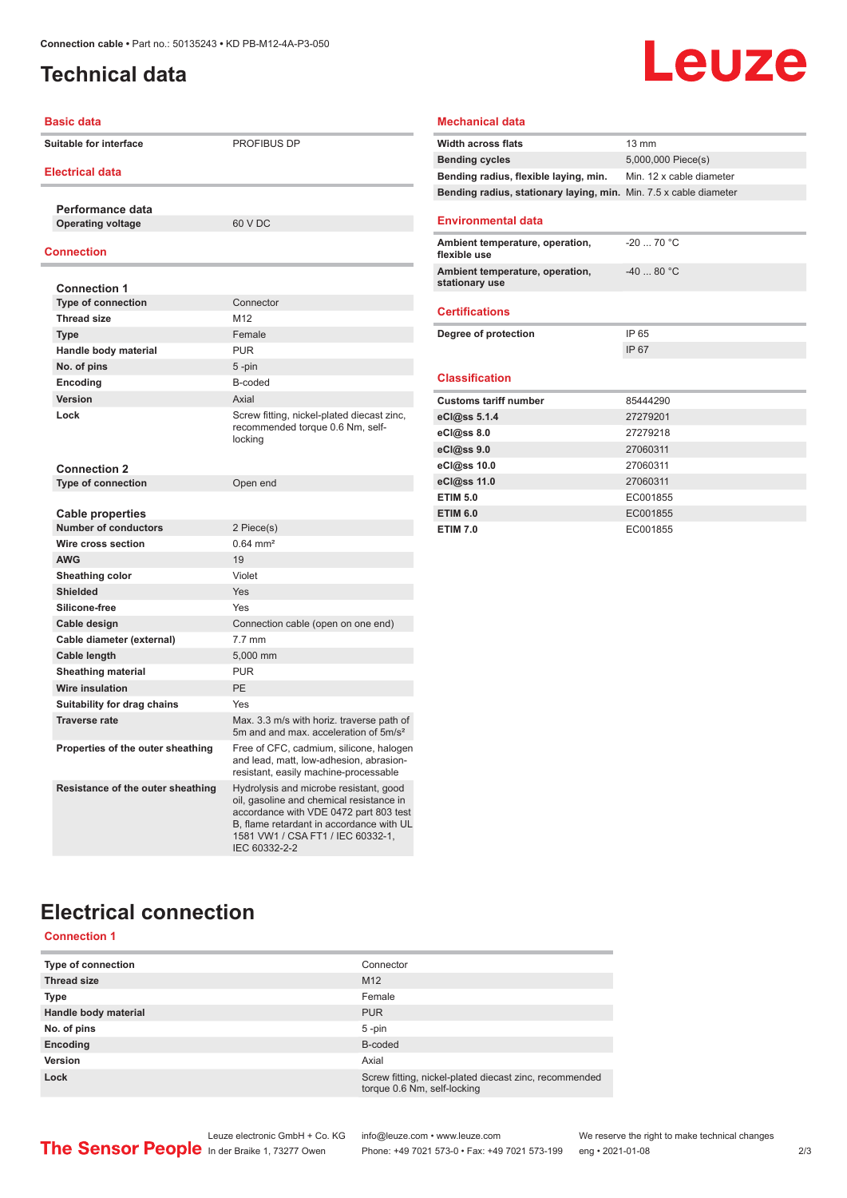# Technical data

## Basic data

| | |
|---|---|
| Suitable for interface | PROFIBUS DP |

## Electrical data

**Performance data**

| | |
|---|---|
| Operating voltage | 60 V DC |

## Connection

**Connection 1**

| | |
|---|---|
| Type of connection | Connector |
| Thread size | M12 |
| Type | Female |
| Handle body material | PUR |
| No. of pins | 5 -pin |
| Encoding | B-coded |
| Version | Axial |
| Lock | Screw fitting, nickel-plated diecast zinc, recommended torque 0.6 Nm, self-locking |

**Connection 2**

| | |
|---|---|
| Type of connection | Open end |

**Cable properties**

| | |
|---|---|
| Number of conductors | 2 Piece(s) |
| Wire cross section | 0.64 mm² |
| AWG | 19 |
| Sheathing color | Violet |
| Shielded | Yes |
| Silicone-free | Yes |
| Cable design | Connection cable (open on one end) |
| Cable diameter (external) | 7.7 mm |
| Cable length | 5,000 mm |
| Sheathing material | PUR |
| Wire insulation | PE |
| Suitability for drag chains | Yes |
| Traverse rate | Max. 3.3 m/s with horiz. traverse path of 5m and and max. acceleration of 5m/s² |
| Properties of the outer sheathing | Free of CFC, cadmium, silicone, halogen and lead, matt, low-adhesion, abrasion-resistant, easily machine-processable |
| Resistance of the outer sheathing | Hydrolysis and microbe resistant, good oil, gasoline and chemical resistance in accordance with VDE 0472 part 803 test B, flame retardant in accordance with UL 1581 VW1 / CSA FT1 / IEC 60332-1, IEC 60332-2-2 |

## Mechanical data

| | |
|---|---|
| Width across flats | 13 mm |
| Bending cycles | 5,000,000 Piece(s) |
| Bending radius, flexible laying, min. | Min. 12 x cable diameter |
| Bending radius, stationary laying, min. | Min. 7.5 x cable diameter |

## Environmental data

| | |
|---|---|
| Ambient temperature, operation, flexible use | -20 ... 70 °C |
| Ambient temperature, operation, stationary use | -40 ... 80 °C |

## Certifications

| | |
|---|---|
| Degree of protection | IP 65 |
| | IP 67 |

## Classification

| | |
|---|---|
| Customs tariff number | 85444290 |
| eCl@ss 5.1.4 | 27279201 |
| eCl@ss 8.0 | 27279218 |
| eCl@ss 9.0 | 27060311 |
| eCl@ss 10.0 | 27060311 |
| eCl@ss 11.0 | 27060311 |
| ETIM 5.0 | EC001855 |
| ETIM 6.0 | EC001855 |
| ETIM 7.0 | EC001855 |

# Electrical connection

## Connection 1

| | |
|---|---|
| Type of connection | Connector |
| Thread size | M12 |
| Type | Female |
| Handle body material | PUR |
| No. of pins | 5 -pin |
| Encoding | B-coded |
| Version | Axial |
| Lock | Screw fitting, nickel-plated diecast zinc, recommended torque 0.6 Nm, self-locking |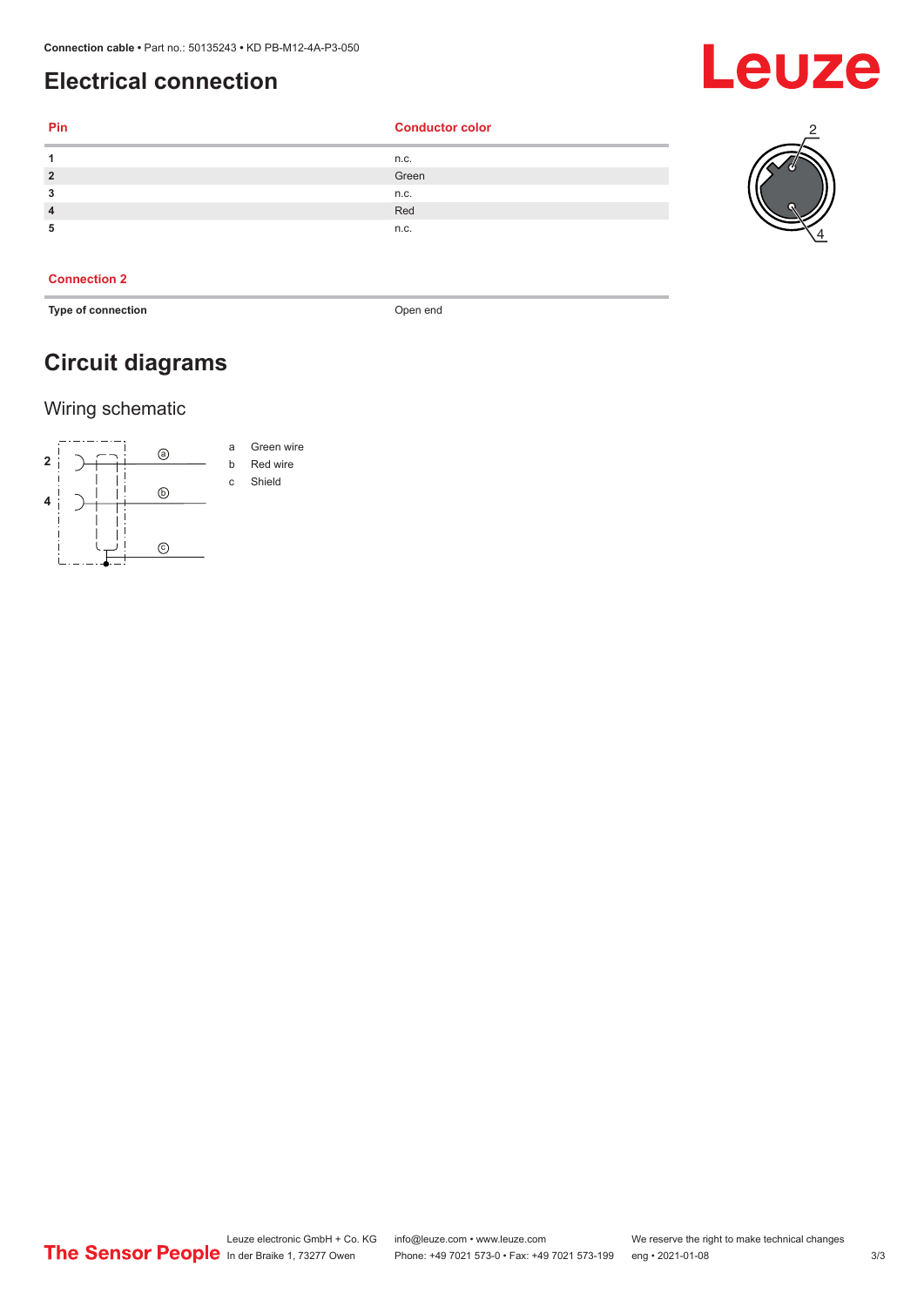## Electrical connection

| Pin | Conductor color |
|---|---|
| 1 | n.c. |
| 2 | Green |
| 3 | n.c. |
| 4 | Red |
| 5 | n.c. |

2

4

**Connection 2**

| | |
|---|---|
| Type of connection | Open end |

## Circuit diagrams

### Wiring schematic

2

4

a

b

c

| | |
|---|---|
| a | Green wire |
| b | Red wire |
| c | Shield |